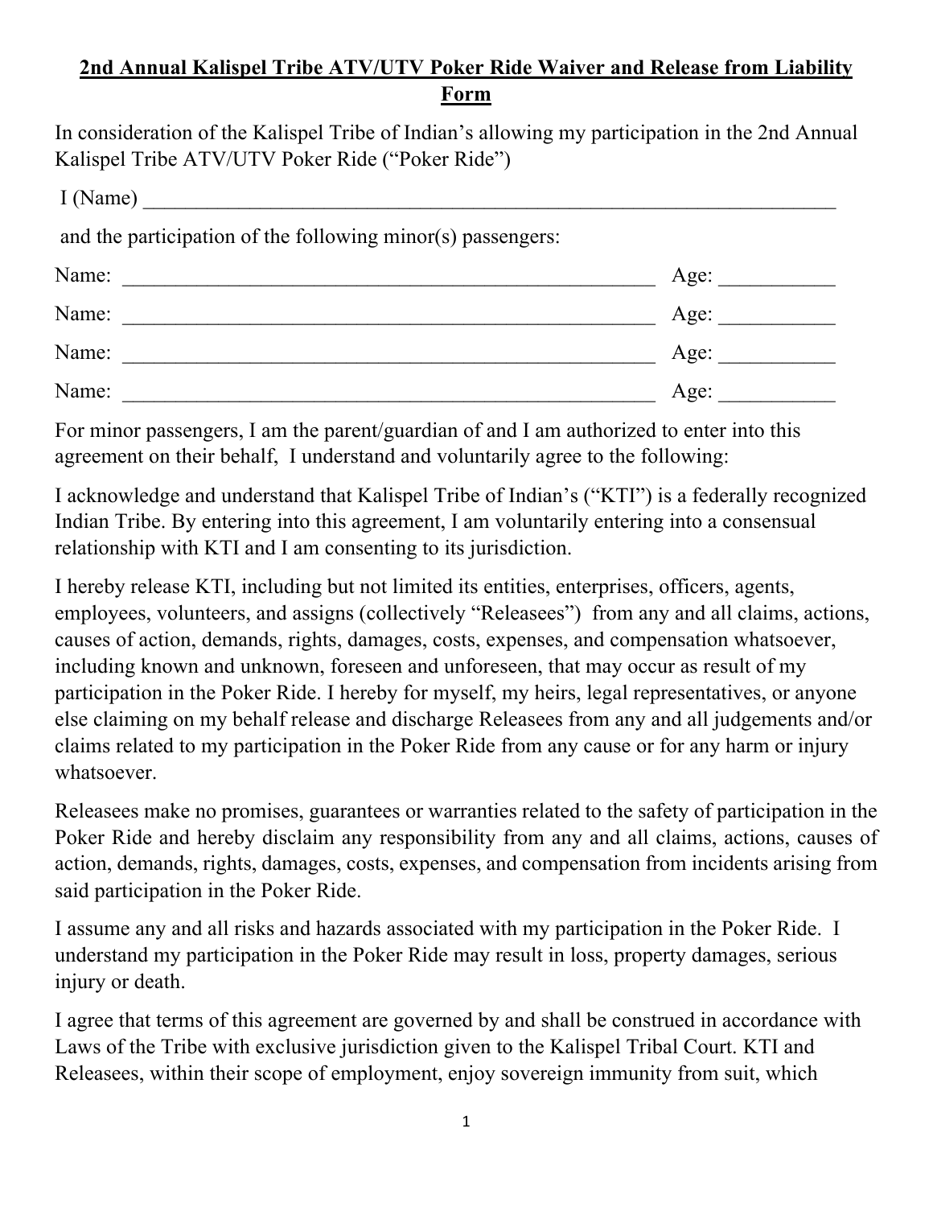# 2nd Annual Kalispel Tribe ATV/UTV Poker Ride Waiver and Release from Liability Form

In consideration of the Kalispel Tribe of Indian's allowing my participation in the 2nd Annual Kalispel Tribe ATV/UTV Poker Ride ("Poker Ride")

I (Name) ______________________________________________________________________

and the participation of the following minor(s) passengers:

Name: _____________________________________________________ Age: ___________

Name: _____________________________________________________ Age: ___________

Name: _____________________________________________________ Age: ___________

Name: _____________________________________________________ Age: ___________

For minor passengers, I am the parent/guardian of and I am authorized to enter into this agreement on their behalf, I understand and voluntarily agree to the following:

I acknowledge and understand that Kalispel Tribe of Indian's ("KTI") is a federally recognized Indian Tribe. By entering into this agreement, I am voluntarily entering into a consensual relationship with KTI and I am consenting to its jurisdiction.

I hereby release KTI, including but not limited its entities, enterprises, officers, agents, employees, volunteers, and assigns (collectively "Releasees") from any and all claims, actions, causes of action, demands, rights, damages, costs, expenses, and compensation whatsoever, including known and unknown, foreseen and unforeseen, that may occur as result of my participation in the Poker Ride. I hereby for myself, my heirs, legal representatives, or anyone else claiming on my behalf release and discharge Releasees from any and all judgements and/or claims related to my participation in the Poker Ride from any cause or for any harm or injury whatsoever.

Releasees make no promises, guarantees or warranties related to the safety of participation in the Poker Ride and hereby disclaim any responsibility from any and all claims, actions, causes of action, demands, rights, damages, costs, expenses, and compensation from incidents arising from said participation in the Poker Ride.

I assume any and all risks and hazards associated with my participation in the Poker Ride. I understand my participation in the Poker Ride may result in loss, property damages, serious injury or death.

I agree that terms of this agreement are governed by and shall be construed in accordance with Laws of the Tribe with exclusive jurisdiction given to the Kalispel Tribal Court. KTI and Releasees, within their scope of employment, enjoy sovereign immunity from suit, which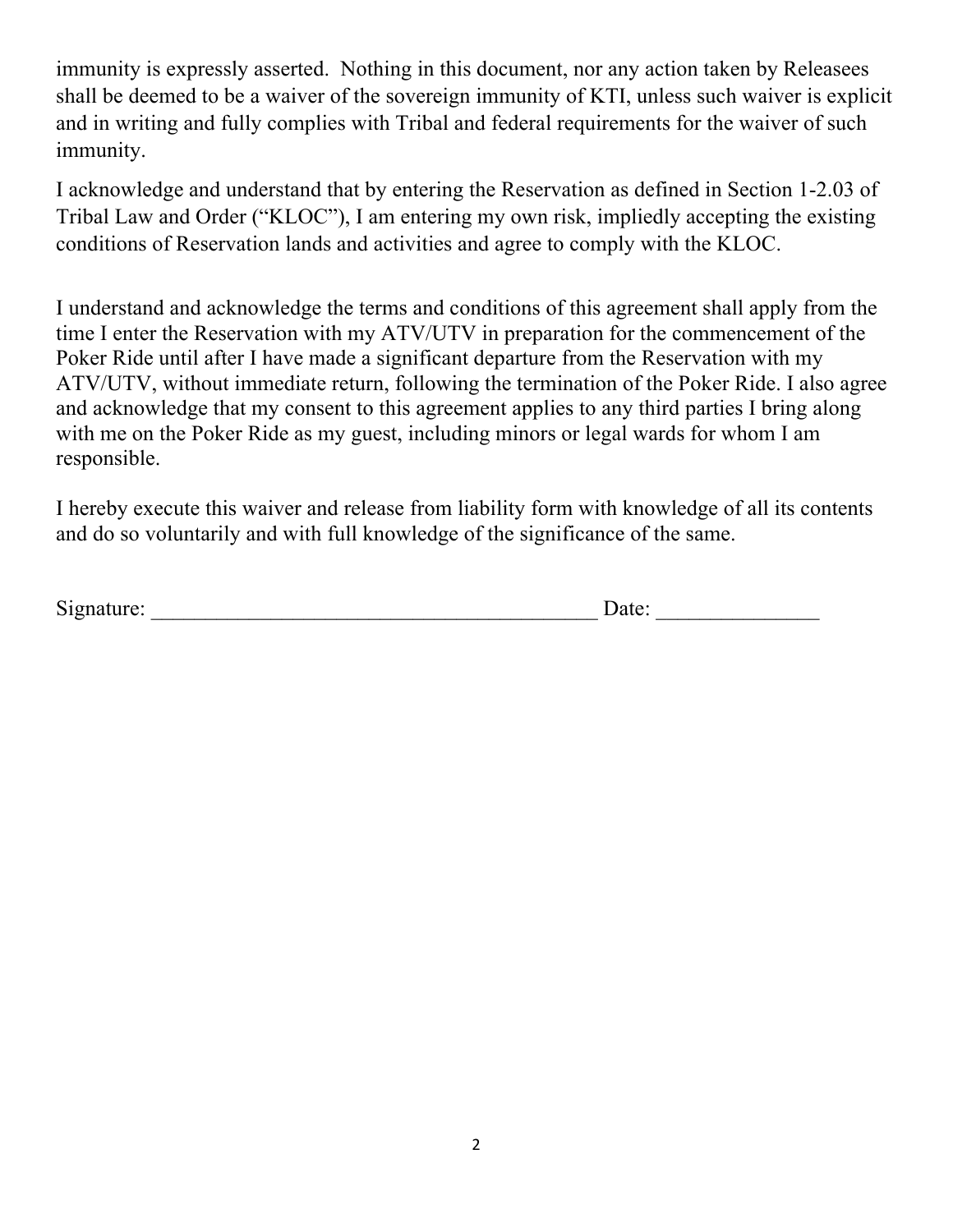immunity is expressly asserted. Nothing in this document, nor any action taken by Releasees shall be deemed to be a waiver of the sovereign immunity of KTI, unless such waiver is explicit and in writing and fully complies with Tribal and federal requirements for the waiver of such immunity.

I acknowledge and understand that by entering the Reservation as defined in Section 1-2.03 of Tribal Law and Order ("KLOC"), I am entering my own risk, impliedly accepting the existing conditions of Reservation lands and activities and agree to comply with the KLOC.

I understand and acknowledge the terms and conditions of this agreement shall apply from the time I enter the Reservation with my ATV/UTV in preparation for the commencement of the Poker Ride until after I have made a significant departure from the Reservation with my ATV/UTV, without immediate return, following the termination of the Poker Ride. I also agree and acknowledge that my consent to this agreement applies to any third parties I bring along with me on the Poker Ride as my guest, including minors or legal wards for whom I am responsible.

I hereby execute this waiver and release from liability form with knowledge of all its contents and do so voluntarily and with full knowledge of the significance of the same.

Signature: ________________________________________ Date: ______________